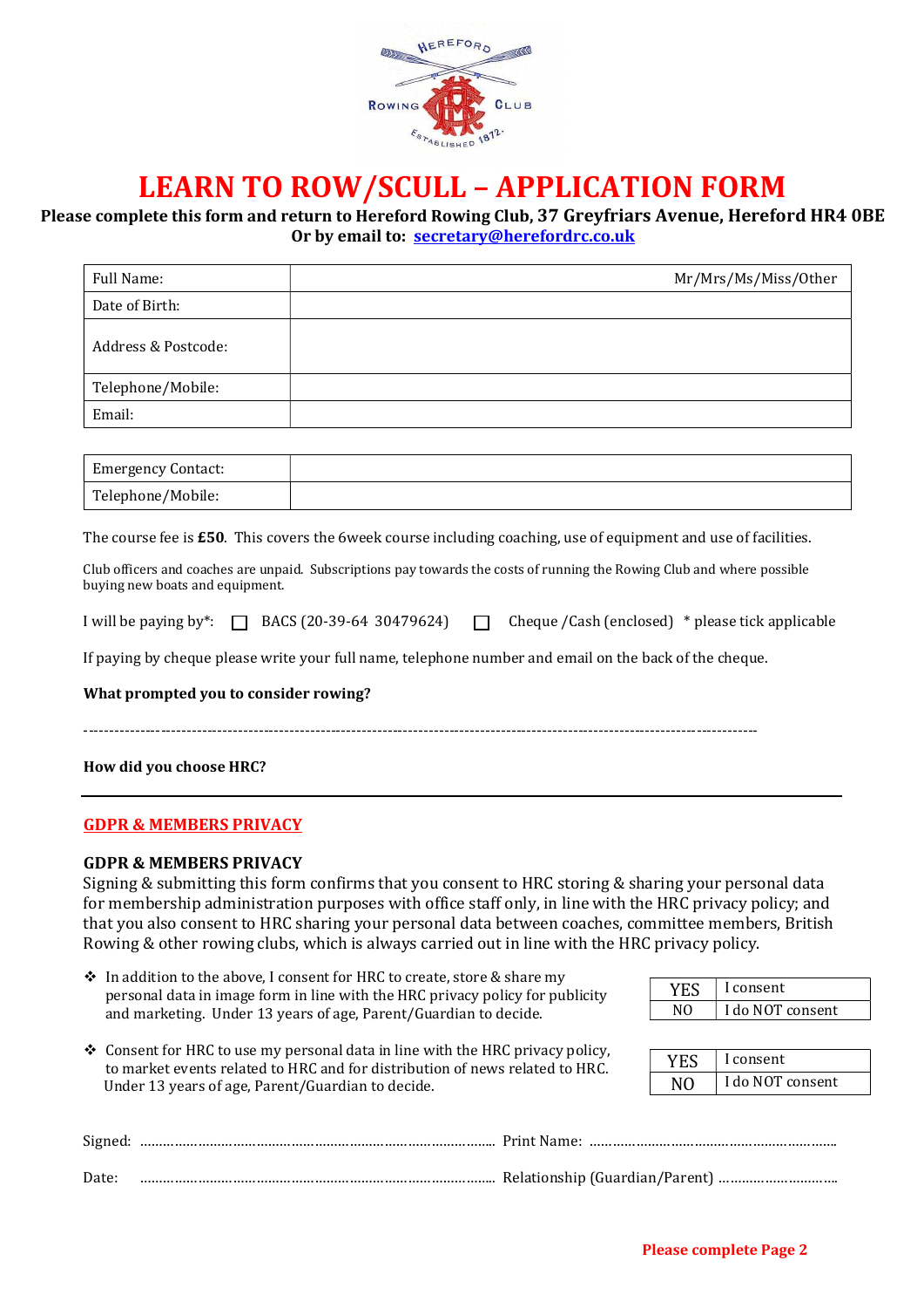# LEARN TO ROW/SCULL – APPLICATION FORM

**Please complete this form and return to Hereford Rowing Club, 37 Greyfriars Avenue, Hereford HR4 0BE**
**Or by email to: secretary@herefordrc.co.uk**

| Full Name: | Mr/Mrs/Ms/Miss/Other |
|---|---|
| Date of Birth: | |
| Address & Postcode: | |
| Telephone/Mobile: | |
| Email: | |

| Emergency Contact: | |
|---|---|
| Telephone/Mobile: | |

The course fee is **£50**. This covers the 6week course including coaching, use of equipment and use of facilities.

Club officers and coaches are unpaid. Subscriptions pay towards the costs of running the Rowing Club and where possible buying new boats and equipment.

I will be paying by*: ☐ BACS (20-39-64 30479624) ☐ Cheque /Cash (enclosed) * please tick applicable

If paying by cheque please write your full name, telephone number and email on the back of the cheque.

**What prompted you to consider rowing?**

------------------------------------------------------------------------------------------------------------------------

**How did you choose HRC?**

---

## GDPR & MEMBERS PRIVACY

**GDPR & MEMBERS PRIVACY**
Signing & submitting this form confirms that you consent to HRC storing & sharing your personal data for membership administration purposes with office staff only, in line with the HRC privacy policy; and that you also consent to HRC sharing your personal data between coaches, committee members, British Rowing & other rowing clubs, which is always carried out in line with the HRC privacy policy.

- In addition to the above, I consent for HRC to create, store & share my personal data in image form in line with the HRC privacy policy for publicity and marketing. Under 13 years of age, Parent/Guardian to decide.

| YES | I consent |
|---|---|
| NO | I do NOT consent |

- Consent for HRC to use my personal data in line with the HRC privacy policy, to market events related to HRC and for distribution of news related to HRC. Under 13 years of age, Parent/Guardian to decide.

| YES | I consent |
|---|---|
| NO | I do NOT consent |

Signed: ……………………………………………………………………… Print Name: ……………………………………………………

Date: ……………………………………………………………………… Relationship (Guardian/Parent) ……………………………

**Please complete Page 2**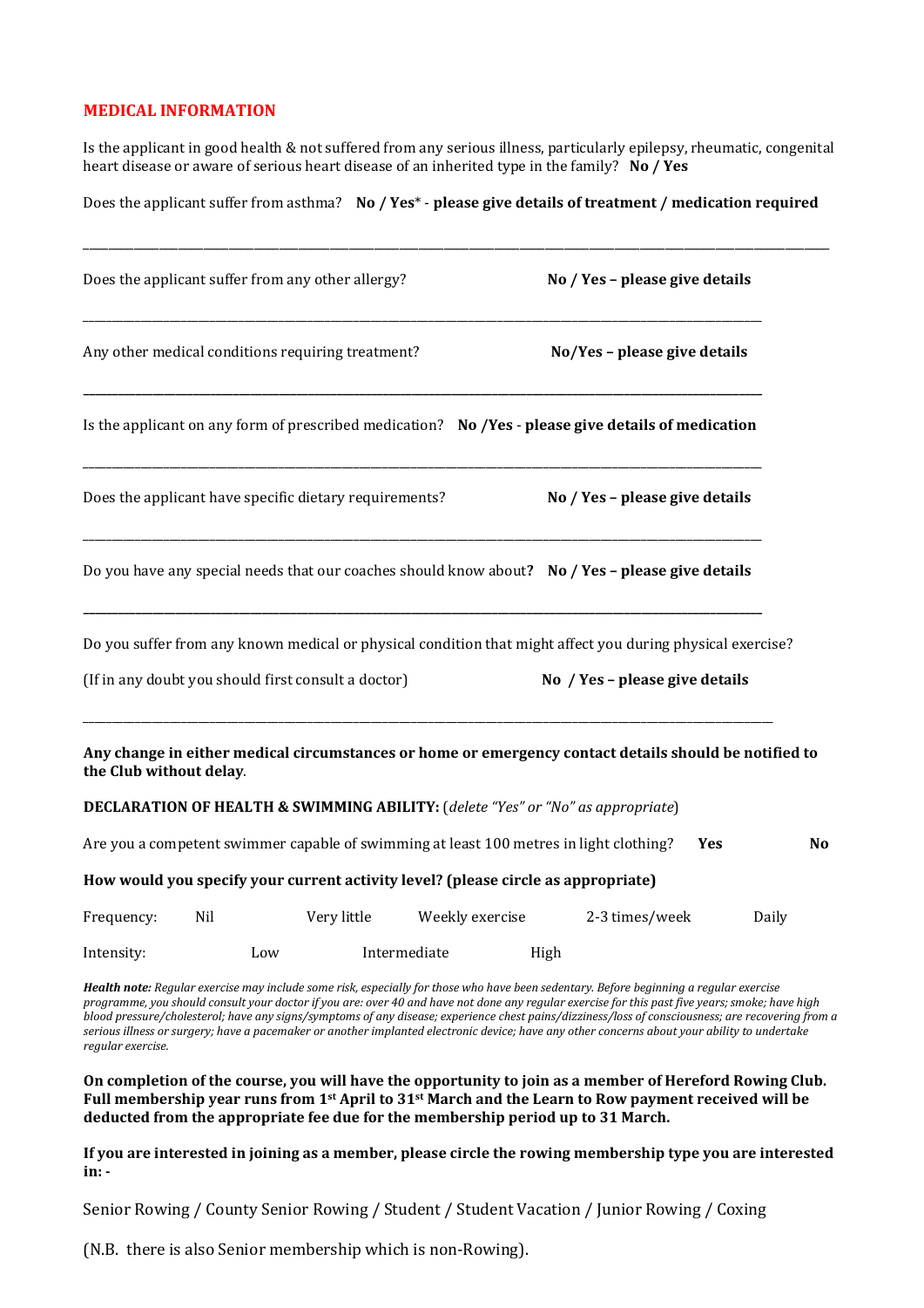## MEDICAL INFORMATION

Is the applicant in good health & not suffered from any serious illness, particularly epilepsy, rheumatic, congenital heart disease or aware of serious heart disease of an inherited type in the family? **No / Yes**

Does the applicant suffer from asthma? **No / Yes*** - **please give details of treatment / medication required**

\_\_\_\_\_\_\_\_\_\_\_\_\_\_\_\_\_\_\_\_\_\_\_\_\_\_\_\_\_\_\_\_\_\_\_\_\_\_\_\_\_\_\_\_\_\_\_\_\_\_\_\_\_\_\_\_\_\_\_\_\_\_\_\_\_\_\_\_\_\_\_\_\_\_\_\_\_\_\_\_

Does the applicant suffer from any other allergy? **No / Yes – please give details**

\_\_\_\_\_\_\_\_\_\_\_\_\_\_\_\_\_\_\_\_\_\_\_\_\_\_\_\_\_\_\_\_\_\_\_\_\_\_\_\_\_\_\_\_\_\_\_\_\_\_\_\_\_\_\_\_\_\_\_\_\_\_\_\_\_\_\_\_\_\_\_\_\_\_\_\_\_\_\_\_

Any other medical conditions requiring treatment? **No/Yes – please give details**

\_\_\_\_\_\_\_\_\_\_\_\_\_\_\_\_\_\_\_\_\_\_\_\_\_\_\_\_\_\_\_\_\_\_\_\_\_\_\_\_\_\_\_\_\_\_\_\_\_\_\_\_\_\_\_\_\_\_\_\_\_\_\_\_\_\_\_\_\_\_\_\_\_\_\_\_\_\_\_\_

Is the applicant on any form of prescribed medication? **No /Yes - please give details of medication**

\_\_\_\_\_\_\_\_\_\_\_\_\_\_\_\_\_\_\_\_\_\_\_\_\_\_\_\_\_\_\_\_\_\_\_\_\_\_\_\_\_\_\_\_\_\_\_\_\_\_\_\_\_\_\_\_\_\_\_\_\_\_\_\_\_\_\_\_\_\_\_\_\_\_\_\_\_\_\_\_

Does the applicant have specific dietary requirements? **No / Yes – please give details**

\_\_\_\_\_\_\_\_\_\_\_\_\_\_\_\_\_\_\_\_\_\_\_\_\_\_\_\_\_\_\_\_\_\_\_\_\_\_\_\_\_\_\_\_\_\_\_\_\_\_\_\_\_\_\_\_\_\_\_\_\_\_\_\_\_\_\_\_\_\_\_\_\_\_\_\_\_\_\_\_

Do you have any special needs that our coaches should know about**?** **No / Yes – please give details**

\_\_\_\_\_\_\_\_\_\_\_\_\_\_\_\_\_\_\_\_\_\_\_\_\_\_\_\_\_\_\_\_\_\_\_\_\_\_\_\_\_\_\_\_\_\_\_\_\_\_\_\_\_\_\_\_\_\_\_\_\_\_\_\_\_\_\_\_\_\_\_\_\_\_\_\_\_\_\_\_

Do you suffer from any known medical or physical condition that might affect you during physical exercise?

(If in any doubt you should first consult a doctor) **No / Yes – please give details**

\_\_\_\_\_\_\_\_\_\_\_\_\_\_\_\_\_\_\_\_\_\_\_\_\_\_\_\_\_\_\_\_\_\_\_\_\_\_\_\_\_\_\_\_\_\_\_\_\_\_\_\_\_\_\_\_\_\_\_\_\_\_\_\_\_\_\_\_\_\_\_\_\_\_\_\_\_\_\_\_

**Any change in either medical circumstances or home or emergency contact details should be notified to the Club without delay**.

**DECLARATION OF HEALTH & SWIMMING ABILITY:** (*delete "Yes" or "No" as appropriate*)

Are you a competent swimmer capable of swimming at least 100 metres in light clothing? **Yes** **No**

**How would you specify your current activity level? (please circle as appropriate)**

Frequency: Nil Very little Weekly exercise 2-3 times/week Daily

Intensity: Low Intermediate High

***Health note:*** *Regular exercise may include some risk, especially for those who have been sedentary. Before beginning a regular exercise programme, you should consult your doctor if you are: over 40 and have not done any regular exercise for this past five years; smoke; have high blood pressure/cholesterol; have any signs/symptoms of any disease; experience chest pains/dizziness/loss of consciousness; are recovering from a serious illness or surgery; have a pacemaker or another implanted electronic device; have any other concerns about your ability to undertake regular exercise.*

**On completion of the course, you will have the opportunity to join as a member of Hereford Rowing Club. Full membership year runs from 1st April to 31st March and the Learn to Row payment received will be deducted from the appropriate fee due for the membership period up to 31 March.**

**If you are interested in joining as a member, please circle the rowing membership type you are interested in: -**

Senior Rowing / County Senior Rowing / Student / Student Vacation / Junior Rowing / Coxing

(N.B. there is also Senior membership which is non-Rowing).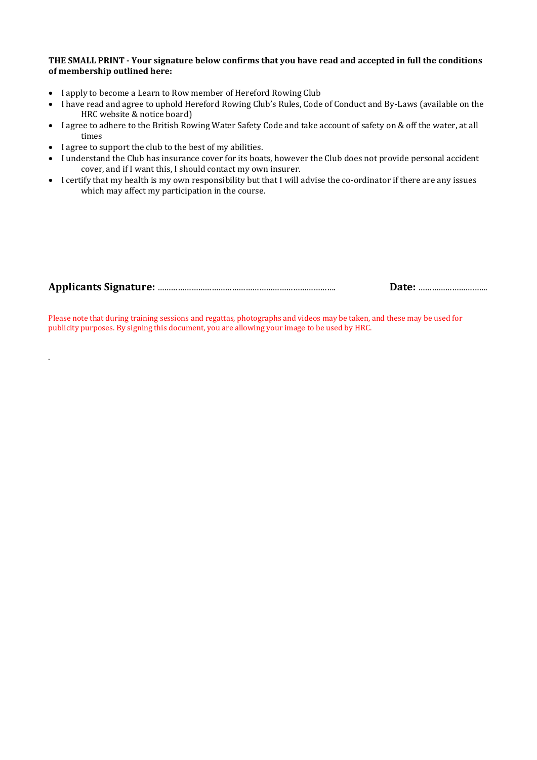**THE SMALL PRINT - Your signature below confirms that you have read and accepted in full the conditions of membership outlined here:**

- I apply to become a Learn to Row member of Hereford Rowing Club
- I have read and agree to uphold Hereford Rowing Club's Rules, Code of Conduct and By-Laws (available on the HRC website & notice board)
- I agree to adhere to the British Rowing Water Safety Code and take account of safety on & off the water, at all times
- I agree to support the club to the best of my abilities.
- I understand the Club has insurance cover for its boats, however the Club does not provide personal accident cover, and if I want this, I should contact my own insurer.
- I certify that my health is my own responsibility but that I will advise the co-ordinator if there are any issues which may affect my participation in the course.

**Applicants Signature:** ……………………………………………………………………..   **Date:** ………………………..

Please note that during training sessions and regattas, photographs and videos may be taken, and these may be used for publicity purposes. By signing this document, you are allowing your image to be used by HRC.

.